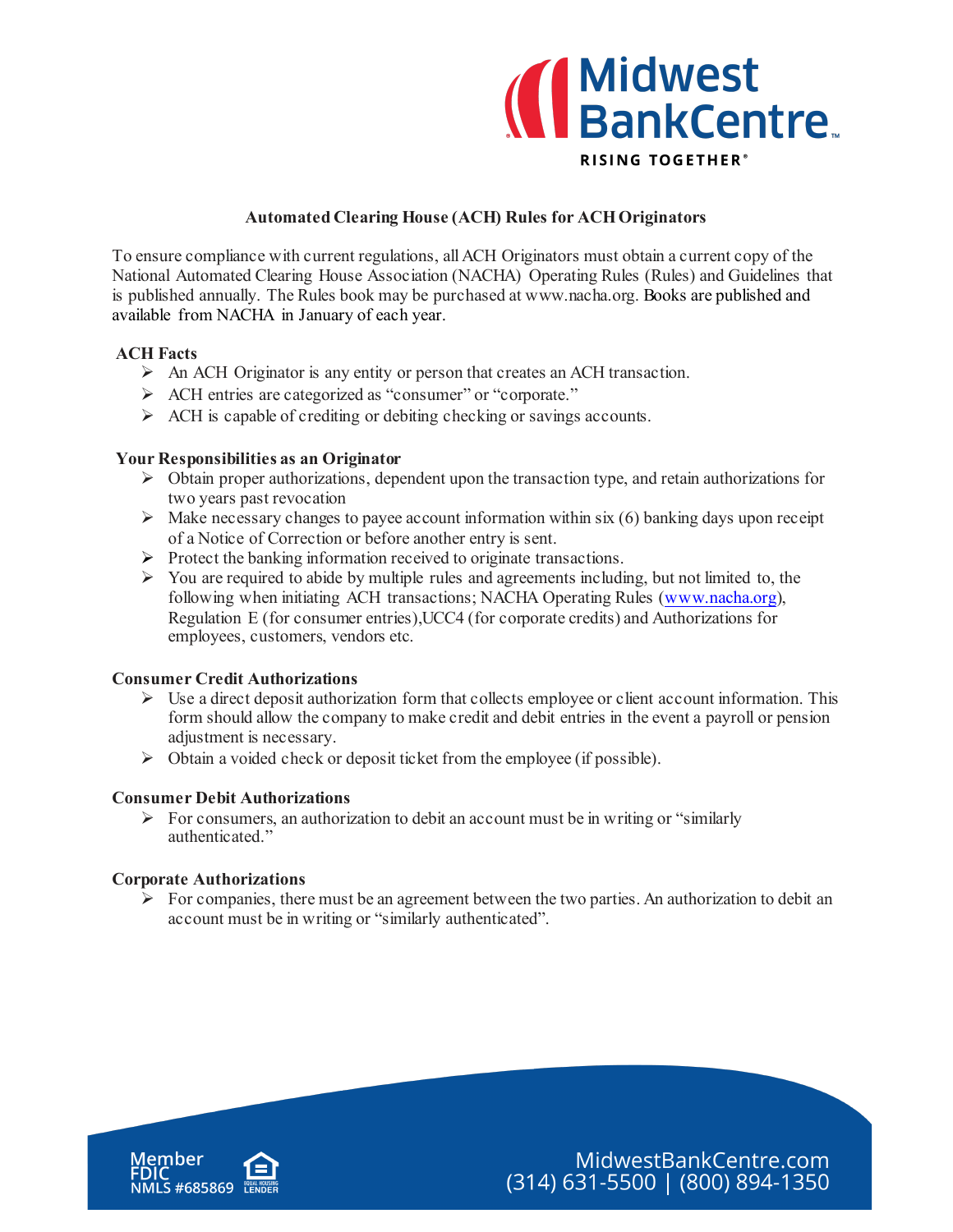# Automated Clearing House (ACH) Rules for ACH Originators

To ensure compliance with current regulations, all ACH Originators must obtain a current copy of the National Automated Clearing House Association (NACHA) Operating Rules (Rules) and Guidelines that is published annually. The Rules book may be purchased at www.nacha.org. Books are published and available from NACHA in January of each year.

**ACH Facts**

- An ACH Originator is any entity or person that creates an ACH transaction.
- ACH entries are categorized as "consumer" or "corporate."
- ACH is capable of crediting or debiting checking or savings accounts.

**Your Responsibilities as an Originator**

- Obtain proper authorizations, dependent upon the transaction type, and retain authorizations for two years past revocation
- Make necessary changes to payee account information within six (6) banking days upon receipt of a Notice of Correction or before another entry is sent.
- Protect the banking information received to originate transactions.
- You are required to abide by multiple rules and agreements including, but not limited to, the following when initiating ACH transactions; NACHA Operating Rules (www.nacha.org), Regulation E (for consumer entries),UCC4 (for corporate credits) and Authorizations for employees, customers, vendors etc.

**Consumer Credit Authorizations**

- Use a direct deposit authorization form that collects employee or client account information. This form should allow the company to make credit and debit entries in the event a payroll or pension adjustment is necessary.
- Obtain a voided check or deposit ticket from the employee (if possible).

**Consumer Debit Authorizations**

- For consumers, an authorization to debit an account must be in writing or "similarly authenticated."

**Corporate Authorizations**

- For companies, there must be an agreement between the two parties. An authorization to debit an account must be in writing or "similarly authenticated".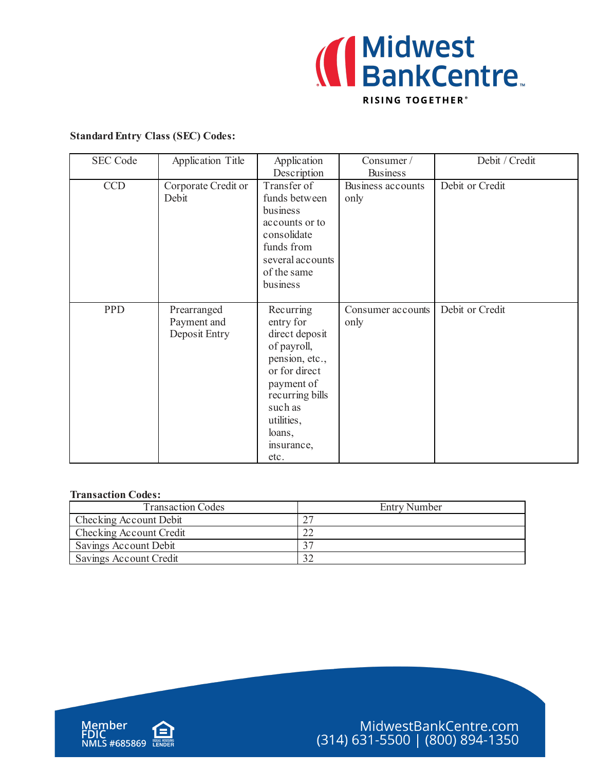**Standard Entry Class (SEC) Codes:**

| SEC Code | Application Title | Application Description | Consumer / Business | Debit / Credit |
|---|---|---|---|---|
| CCD | Corporate Credit or Debit | Transfer of funds between business accounts or to consolidate funds from several accounts of the same business | Business accounts only | Debit or Credit |
| PPD | Prearranged Payment and Deposit Entry | Recurring entry for direct deposit of payroll, pension, etc., or for direct payment of recurring bills such as utilities, loans, insurance, etc. | Consumer accounts only | Debit or Credit |

**Transaction Codes:**

| Transaction Codes | Entry Number |
|---|---|
| Checking Account Debit | 27 |
| Checking Account Credit | 22 |
| Savings Account Debit | 37 |
| Savings Account Credit | 32 |